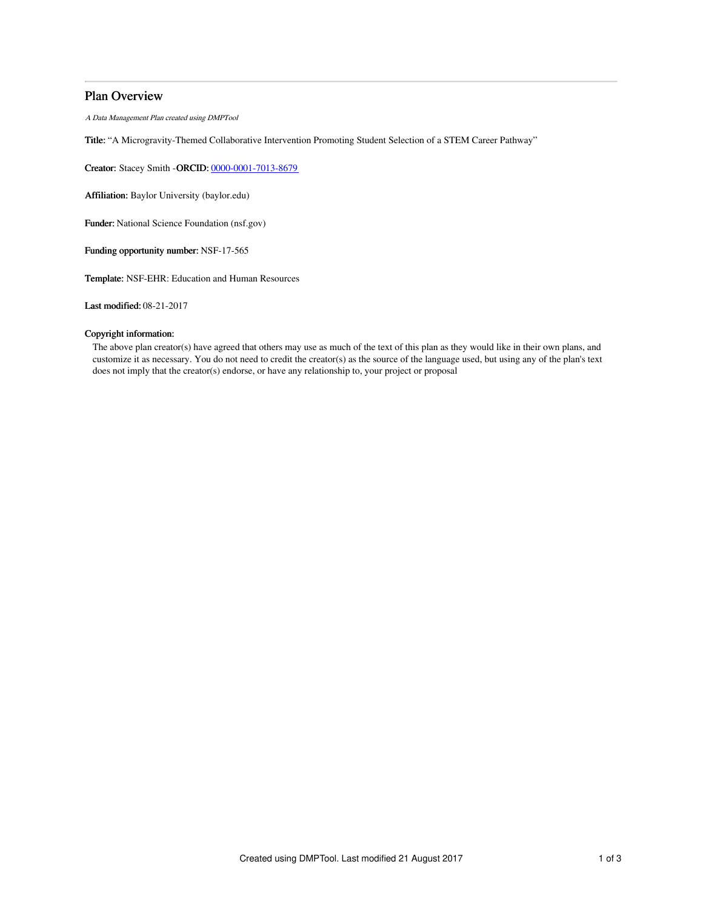# Plan Overview

*A Data Management Plan created using DMPTool*

**Title:** "A Microgravity-Themed Collaborative Intervention Promoting Student Selection of a STEM Career Pathway"

**Creator:** Stacey Smith -**ORCID:** [0000-0001-7013-8679](https://orcid.org/0000-0001-7013-8679)

**Affiliation:** Baylor University (baylor.edu)

**Funder:** National Science Foundation (nsf.gov)

**Funding opportunity number:** NSF-17-565

**Template:** NSF-EHR: Education and Human Resources

**Last modified:** 08-21-2017

**Copyright information:**

The above plan creator(s) have agreed that others may use as much of the text of this plan as they would like in their own plans, and customize it as necessary. You do not need to credit the creator(s) as the source of the language used, but using any of the plan's text does not imply that the creator(s) endorse, or have any relationship to, your project or proposal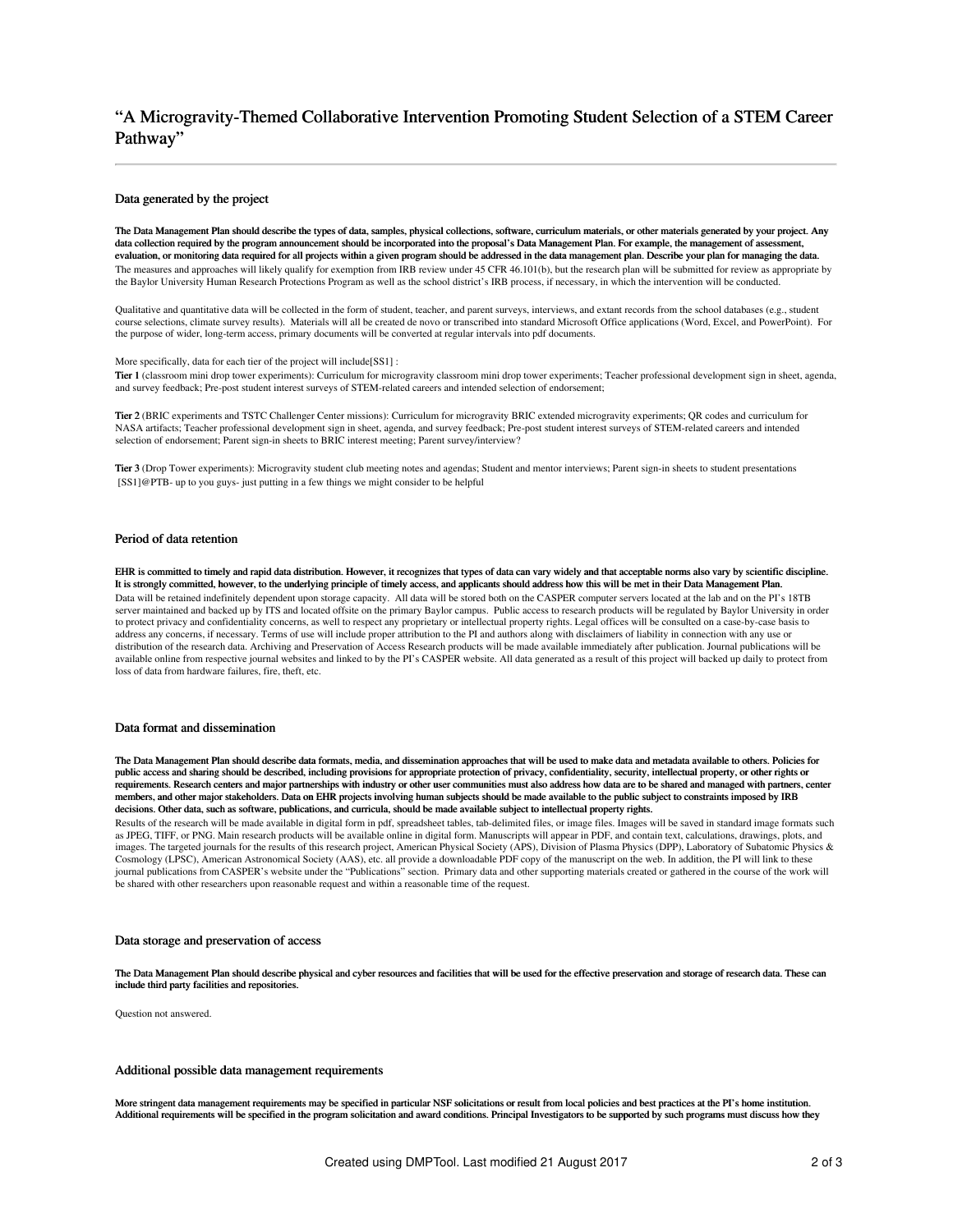# "A Microgravity-Themed Collaborative Intervention Promoting Student Selection of a STEM Career Pathway"

---

## Data generated by the project

**The Data Management Plan should describe the types of data, samples, physical collections, software, curriculum materials, or other materials generated by your project. Any data collection required by the program announcement should be incorporated into the proposal's Data Management Plan. For example, the management of assessment, evaluation, or monitoring data required for all projects within a given program should be addressed in the data management plan. Describe your plan for managing the data.**

The measures and approaches will likely qualify for exemption from IRB review under 45 CFR 46.101(b), but the research plan will be submitted for review as appropriate by the Baylor University Human Research Protections Program as well as the school district's IRB process, if necessary, in which the intervention will be conducted.

Qualitative and quantitative data will be collected in the form of student, teacher, and parent surveys, interviews, and extant records from the school databases (e.g., student course selections, climate survey results). Materials will all be created de novo or transcribed into standard Microsoft Office applications (Word, Excel, and PowerPoint). For the purpose of wider, long-term access, primary documents will be converted at regular intervals into pdf documents.

More specifically, data for each tier of the project will include[SS1] :

**Tier 1** (classroom mini drop tower experiments): Curriculum for microgravity classroom mini drop tower experiments; Teacher professional development sign in sheet, agenda, and survey feedback; Pre-post student interest surveys of STEM-related careers and intended selection of endorsement;

**Tier 2** (BRIC experiments and TSTC Challenger Center missions): Curriculum for microgravity BRIC extended microgravity experiments; QR codes and curriculum for NASA artifacts; Teacher professional development sign in sheet, agenda, and survey feedback; Pre-post student interest surveys of STEM-related careers and intended selection of endorsement; Parent sign-in sheets to BRIC interest meeting; Parent survey/interview?

**Tier 3** (Drop Tower experiments): Microgravity student club meeting notes and agendas; Student and mentor interviews; Parent sign-in sheets to student presentations

[SS1]@PTB- up to you guys- just putting in a few things we might consider to be helpful

## Period of data retention

**EHR is committed to timely and rapid data distribution. However, it recognizes that types of data can vary widely and that acceptable norms also vary by scientific discipline. It is strongly committed, however, to the underlying principle of timely access, and applicants should address how this will be met in their Data Management Plan.**

Data will be retained indefinitely dependent upon storage capacity. All data will be stored both on the CASPER computer servers located at the lab and on the PI's 18TB server maintained and backed up by ITS and located offsite on the primary Baylor campus. Public access to research products will be regulated by Baylor University in order to protect privacy and confidentiality concerns, as well to respect any proprietary or intellectual property rights. Legal offices will be consulted on a case-by-case basis to address any concerns, if necessary. Terms of use will include proper attribution to the PI and authors along with disclaimers of liability in connection with any use or distribution of the research data. Archiving and Preservation of Access Research products will be made available immediately after publication. Journal publications will be available online from respective journal websites and linked to by the PI's CASPER website. All data generated as a result of this project will backed up daily to protect from loss of data from hardware failures, fire, theft, etc.

## Data format and dissemination

**The Data Management Plan should describe data formats, media, and dissemination approaches that will be used to make data and metadata available to others. Policies for public access and sharing should be described, including provisions for appropriate protection of privacy, confidentiality, security, intellectual property, or other rights or requirements. Research centers and major partnerships with industry or other user communities must also address how data are to be shared and managed with partners, center members, and other major stakeholders. Data on EHR projects involving human subjects should be made available to the public subject to constraints imposed by IRB decisions. Other data, such as software, publications, and curricula, should be made available subject to intellectual property rights.**

Results of the research will be made available in digital form in pdf, spreadsheet tables, tab-delimited files, or image files. Images will be saved in standard image formats such as JPEG, TIFF, or PNG. Main research products will be available online in digital form. Manuscripts will appear in PDF, and contain text, calculations, drawings, plots, and images. The targeted journals for the results of this research project, American Physical Society (APS), Division of Plasma Physics (DPP), Laboratory of Subatomic Physics & Cosmology (LPSC), American Astronomical Society (AAS), etc. all provide a downloadable PDF copy of the manuscript on the web. In addition, the PI will link to these journal publications from CASPER's website under the "Publications" section. Primary data and other supporting materials created or gathered in the course of the work will be shared with other researchers upon reasonable request and within a reasonable time of the request.

## Data storage and preservation of access

**The Data Management Plan should describe physical and cyber resources and facilities that will be used for the effective preservation and storage of research data. These can include third party facilities and repositories.**

Question not answered.

## Additional possible data management requirements

**More stringent data management requirements may be specified in particular NSF solicitations or result from local policies and best practices at the PI's home institution. Additional requirements will be specified in the program solicitation and award conditions. Principal Investigators to be supported by such programs must discuss how they**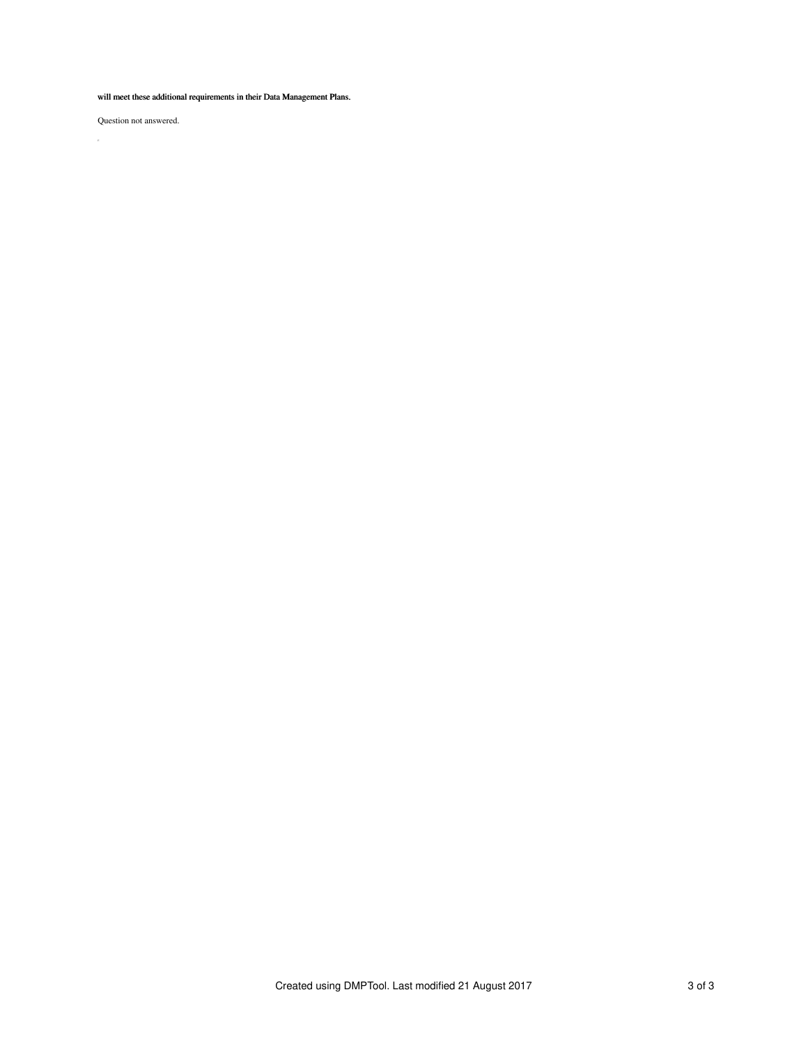**will meet these additional requirements in their Data Management Plans.**

Question not answered.